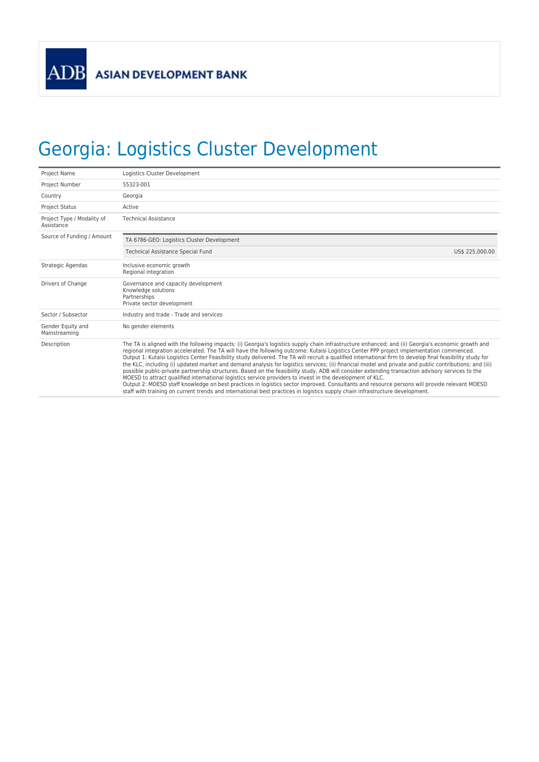ADB ASIAN DEVELOPMENT BANK

# Georgia: Logistics Cluster Development

| | |
|---|---|
| Project Name | Logistics Cluster Development |
| Project Number | 55323-001 |
| Country | Georgia |
| Project Status | Active |
| Project Type / Modality of Assistance | Technical Assistance |
| Source of Funding / Amount | TA 6786-GEO: Logistics Cluster Development<br>Technical Assistance Special Fund — US$ 225,000.00 |
| Strategic Agendas | Inclusive economic growth<br>Regional integration |
| Drivers of Change | Governance and capacity development<br>Knowledge solutions<br>Partnerships<br>Private sector development |
| Sector / Subsector | Industry and trade - Trade and services |
| Gender Equity and Mainstreaming | No gender elements |
| Description | The TA is aligned with the following impacts: (i) Georgia's logistics supply chain infrastructure enhanced; and (ii) Georgia's economic growth and regional integration accelerated. The TA will have the following outcome: Kutaisi Logistics Center PPP project implementation commenced.<br>Output 1: Kutaisi Logistics Center Feasibility study delivered. The TA will recruit a qualified international firm to develop final feasibility study for the KLC, including (i) updated market and demand analysis for logistics services; (ii) financial model and private and public contributions; and (iii) possible public-private partnership structures. Based on the feasibility study, ADB will consider extending transaction advisory services to the MOESD to attract qualified international logistics service providers to invest in the development of KLC.<br>Output 2: MOESD staff knowledge on best practices in logistics sector improved. Consultants and resource persons will provide relevant MOESD staff with training on current trends and international best practices in logistics supply chain infrastructure development. |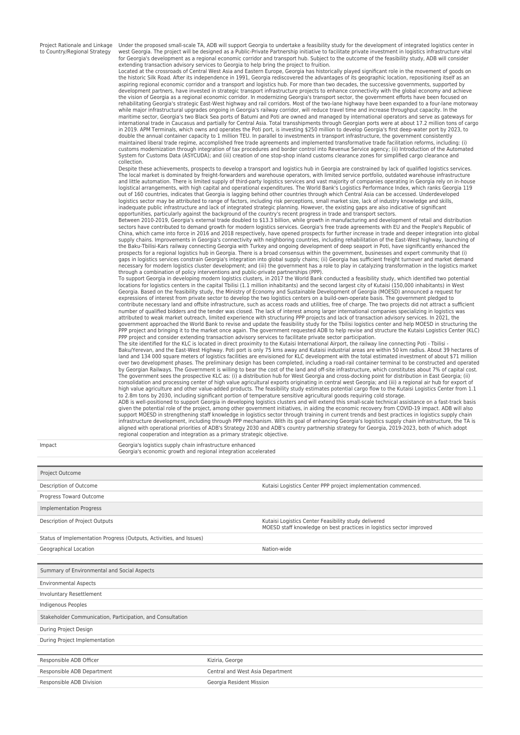| | |
|---|---|
| Project Rationale and Linkage to Country/Regional Strategy | Under the proposed small-scale TA, ADB will support Georgia to undertake a feasibility study for the development of integrated logistics center in west Georgia. The project will be designed as a Public-Private Partnership initiative to facilitate private investment in logistics infrastructure vital for Georgia's development as a regional economic corridor and transport hub. Subject to the outcome of the feasibility study, ADB will consider extending transaction advisory services to Georgia to help bring the project to fruition. Located at the crossroads of Central West Asia and Eastern Europe, Georgia has historically played significant role in the movement of goods on the historic Silk Road. After its independence in 1991, Georgia rediscovered the advantages of its geographic location, repositioning itself as an aspiring regional economic corridor and a transport and logistics hub. For more than two decades, the successive governments, supported by development partners, have invested in strategic transport infrastructure projects to enhance connectivity with the global economy and achieve the vision of Georgia as a regional economic corridor. In modernizing Georgia's transport sector, the government efforts have been focused on rehabilitating Georgia's strategic East-West highway and rail corridors. Most of the two-lane highway have been expanded to a four-lane motorway while major infrastructural upgrades ongoing in Georgia's railway corridor, will reduce travel time and increase throughput capacity. In the maritime sector, Georgia's two Black Sea ports of Batumi and Poti are owned and managed by international operators and serve as gateways for international trade in Caucasus and partially for Central Asia. Total transshipments through Georgian ports were at about 17.2 million tons of cargo in 2019. APM Terminals, which owns and operates the Poti port, is investing $250 million to develop Georgia's first deep-water port by 2023, to double the annual container capacity to 1 million TEU. In parallel to investments in transport infrastructure, the government consistently maintained liberal trade regime, accomplished free trade agreements and implemented transformative trade facilitation reforms, including: (i) customs modernization through integration of tax procedures and border control into Revenue Service agency; (ii) Introduction of the Automated System for Customs Data (ASYCUDA); and (iii) creation of one stop-shop inland customs clearance zones for simplified cargo clearance and collection. Despite these achievements, prospects to develop a transport and logistics hub in Georgia are constrained by lack of qualified logistics services. The local market is dominated by freight-forwarders and warehouse operators, with limited service portfolio, outdated warehouse infrastructure and little automation. There is limited supply of third-party logistics services and vast majority of companies operating in Georgia rely on in-house logistical arrangements, with high capital and operational expenditures. The World Bank's Logistics Performance Index, which ranks Georgia 119 out of 160 countries, indicates that Georgia is lagging behind other countries through which Central Asia can be accessed. Underdeveloped logistics sector may be attributed to range of factors, including risk perceptions, small market size, lack of industry knowledge and skills, inadequate public infrastructure and lack of integrated strategic planning. However, the existing gaps are also indicative of significant opportunities, particularly against the background of the country's recent progress in trade and transport sectors. Between 2010-2019, Georgia's external trade doubled to $13.3 billion, while growth in manufacturing and development of retail and distribution sectors have contributed to demand growth for modern logistics services. Georgia's free trade agreements with EU and the People's Republic of China, which came into force in 2016 and 2018 respectively, have opened prospects for further increase in trade and deeper integration into global supply chains. Improvements in Georgia's connectivity with neighboring countries, including rehabilitation of the East-West highway, launching of the Baku-Tbilisi-Kars railway connecting Georgia with Turkey and ongoing development of deep seaport in Poti, have significantly enhanced the prospects for a regional logistics hub in Georgia. There is a broad consensus within the government, businesses and expert community that (i) gaps in logistics services constrain Georgia's integration into global supply chains; (ii) Georgia has sufficient freight turnover and market demand necessary for modern logistics cluster development; and (iii) the government has a role to play in catalyzing transformation in the logistics market through a combination of policy interventions and public-private partnerships (PPP). To support Georgia in developing modern logistics clusters, in 2017 the World Bank conducted a feasibility study, which identified two potential locations for logistics centers in the capital Tbilisi (1.1 million inhabitants) and the second largest city of Kutaisi (150,000 inhabitants) in West Georgia. Based on the feasibility study, the Ministry of Economy and Sustainable Development of Georgia (MOESD) announced a request for expressions of interest from private sector to develop the two logistics centers on a build-own-operate basis. The government pledged to contribute necessary land and offsite infrastructure, such as access roads and utilities, free of charge. The two projects did not attract a sufficient number of qualified bidders and the tender was closed. The lack of interest among larger international companies specializing in logistics was attributed to weak market outreach, limited experience with structuring PPP projects and lack of transaction advisory services. In 2021, the government approached the World Bank to revise and update the feasibility study for the Tbilisi logistics center and help MOESD in structuring the PPP project and bringing it to the market once again. The government requested ADB to help revise and structure the Kutaisi Logistics Center (KLC) PPP project and consider extending transaction advisory services to facilitate private sector participation. The site identified for the KLC is located in direct proximity to the Kutaisi International Airport, the railway line connecting Poti - Tbilisi - Baku/Yerevan, and the East-West Highway. Poti port is only 75 kms away and Kutaisi industrial areas are within 50 km radius. About 39 hectares of land and 134 000 square meters of logistics facilities are envisioned for KLC development with the total estimated investment of about $71 million over two development phases. The preliminary design has been completed, including a road-rail container terminal to be constructed and operated by Georgian Railways. The Government is willing to bear the cost of the land and off-site infrastructure, which constitutes about 7% of capital cost. The government sees the prospective KLC as: (i) a distribution hub for West Georgia and cross-docking point for distribution in East Georgia; (ii) consolidation and processing center of high value agricultural exports originating in central west Georgia; and (iii) a regional air hub for export of high value agriculture and other value-added products. The feasibility study estimates potential cargo flow to the Kutaisi Logistics Center from 1.1 to 2.8m tons by 2030, including significant portion of temperature sensitive agricultural goods requiring cold storage. ADB is well-positioned to support Georgia in developing logistics clusters and will extend this small-scale technical assistance on a fast-track basis given the potential role of the project, among other government initiatives, in aiding the economic recovery from COVID-19 impact. ADB will also support MOESD in strengthening staff knowledge in logistics sector through training in current trends and best practices in logistics supply chain infrastructure development, including through PPP mechanism. With its goal of enhancing Georgia's logistics supply chain infrastructure, the TA is aligned with operational priorities of ADB's Strategy 2030 and ADB's country partnership strategy for Georgia, 2019-2023, both of which adopt regional cooperation and integration as a primary strategic objective. |
| Impact | Georgia's logistics supply chain infrastructure enhanced<br>Georgia's economic growth and regional integration accelerated |

| Project Outcome | |
|---|---|
| Description of Outcome | Kutaisi Logistics Center PPP project implementation commenced. |
| Progress Toward Outcome | |
| **Implementation Progress** | |
| Description of Project Outputs | Kutaisi Logistics Center Feasibility study delivered<br>MOESD staff knowledge on best practices in logistics sector improved |
| Status of Implementation Progress (Outputs, Activities, and Issues) | |
| Geographical Location | Nation-wide |

| Summary of Environmental and Social Aspects | |
|---|---|
| Environmental Aspects | |
| Involuntary Resettlement | |
| Indigenous Peoples | |
| **Stakeholder Communication, Participation, and Consultation** | |
| During Project Design | |
| During Project Implementation | |

| | |
|---|---|
| Responsible ADB Officer | Kiziria, George |
| Responsible ADB Department | Central and West Asia Department |
| Responsible ADB Division | Georgia Resident Mission |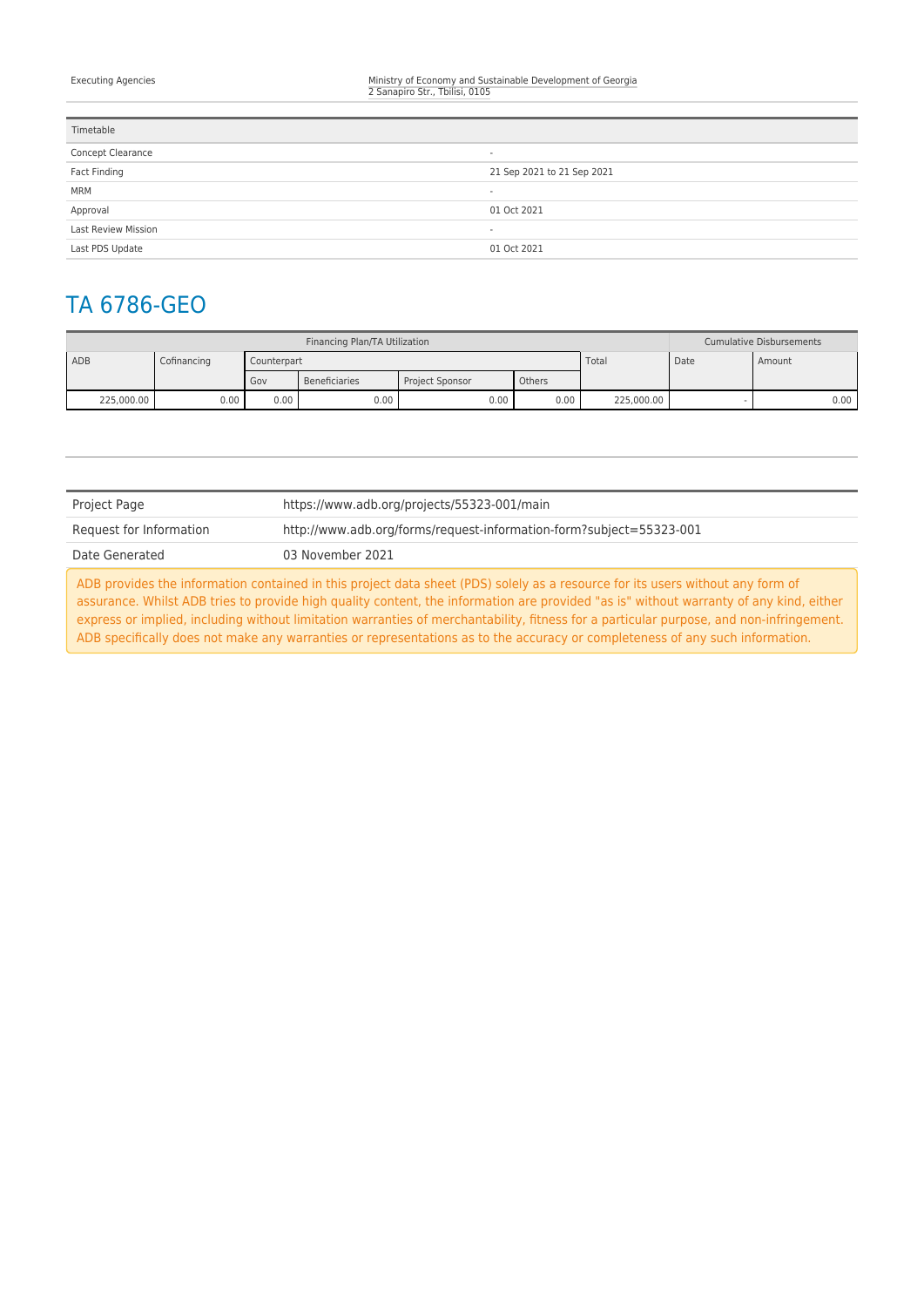| | |
|---|---|
| Executing Agencies | Ministry of Economy and Sustainable Development of Georgia<br>2 Sanapiro Str., Tbilisi, 0105 |

| Timetable | |
|---|---|
| Concept Clearance | - |
| Fact Finding | 21 Sep 2021 to 21 Sep 2021 |
| MRM | - |
| Approval | 01 Oct 2021 |
| Last Review Mission | - |
| Last PDS Update | 01 Oct 2021 |

## TA 6786-GEO

| Financing Plan/TA Utilization | | | | | | | | Cumulative Disbursements | |
|---|---|---|---|---|---|---|---|---|---|
| ADB | Cofinancing | Counterpart | | | | Total | | Date | Amount |
| | | Gov | Beneficiaries | Project Sponsor | Others | | | | |
| 225,000.00 | 0.00 | 0.00 | 0.00 | 0.00 | 0.00 | 225,000.00 | | - | 0.00 |

| | |
|---|---|
| Project Page | https://www.adb.org/projects/55323-001/main |
| Request for Information | http://www.adb.org/forms/request-information-form?subject=55323-001 |
| Date Generated | 03 November 2021 |

ADB provides the information contained in this project data sheet (PDS) solely as a resource for its users without any form of assurance. Whilst ADB tries to provide high quality content, the information are provided "as is" without warranty of any kind, either express or implied, including without limitation warranties of merchantability, fitness for a particular purpose, and non-infringement. ADB specifically does not make any warranties or representations as to the accuracy or completeness of any such information.